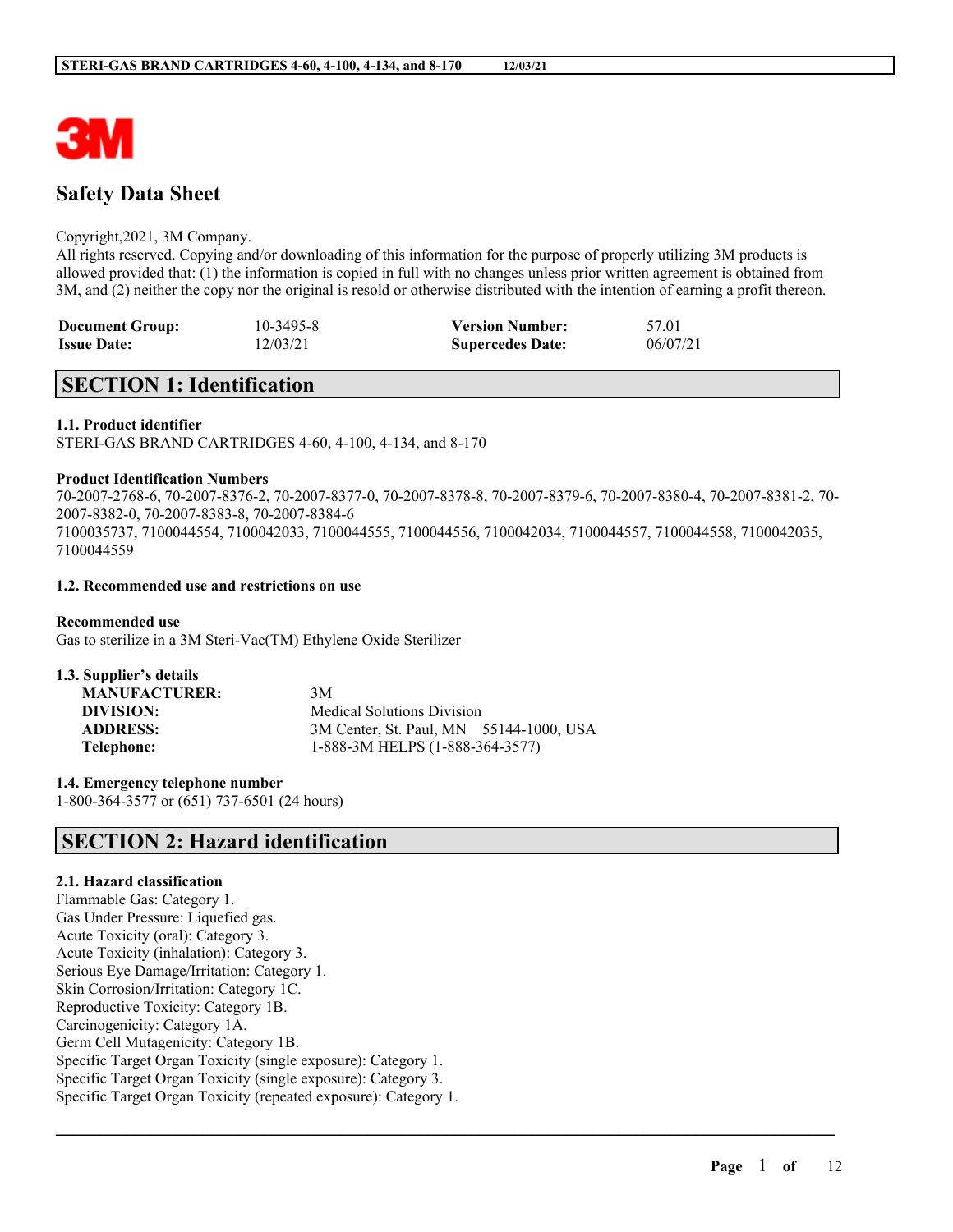3M

# Safety Data Sheet

Copyright,2021, 3M Company.
All rights reserved. Copying and/or downloading of this information for the purpose of properly utilizing 3M products is allowed provided that: (1) the information is copied in full with no changes unless prior written agreement is obtained from 3M, and (2) neither the copy nor the original is resold or otherwise distributed with the intention of earning a profit thereon.

| **Document Group:** | 10-3495-8 | **Version Number:** | 57.01 |
|---|---|---|---|
| **Issue Date:** | 12/03/21 | **Supercedes Date:** | 06/07/21 |

## SECTION 1: Identification

### 1.1. Product identifier
STERI-GAS BRAND CARTRIDGES 4-60, 4-100, 4-134, and 8-170

**Product Identification Numbers**
70-2007-2768-6, 70-2007-8376-2, 70-2007-8377-0, 70-2007-8378-8, 70-2007-8379-6, 70-2007-8380-4, 70-2007-8381-2, 70-2007-8382-0, 70-2007-8383-8, 70-2007-8384-6
7100035737, 7100044554, 7100042033, 7100044555, 7100044556, 7100042034, 7100044557, 7100044558, 7100042035, 7100044559

### 1.2. Recommended use and restrictions on use

**Recommended use**
Gas to sterilize in a 3M Steri-Vac(TM) Ethylene Oxide Sterilizer

### 1.3. Supplier's details

| | |
|---|---|
| **MANUFACTURER:** | 3M |
| **DIVISION:** | Medical Solutions Division |
| **ADDRESS:** | 3M Center, St. Paul, MN 55144-1000, USA |
| **Telephone:** | 1-888-3M HELPS (1-888-364-3577) |

### 1.4. Emergency telephone number
1-800-364-3577 or (651) 737-6501 (24 hours)

## SECTION 2: Hazard identification

### 2.1. Hazard classification
Flammable Gas: Category 1.
Gas Under Pressure: Liquefied gas.
Acute Toxicity (oral): Category 3.
Acute Toxicity (inhalation): Category 3.
Serious Eye Damage/Irritation: Category 1.
Skin Corrosion/Irritation: Category 1C.
Reproductive Toxicity: Category 1B.
Carcinogenicity: Category 1A.
Germ Cell Mutagenicity: Category 1B.
Specific Target Organ Toxicity (single exposure): Category 1.
Specific Target Organ Toxicity (single exposure): Category 3.
Specific Target Organ Toxicity (repeated exposure): Category 1.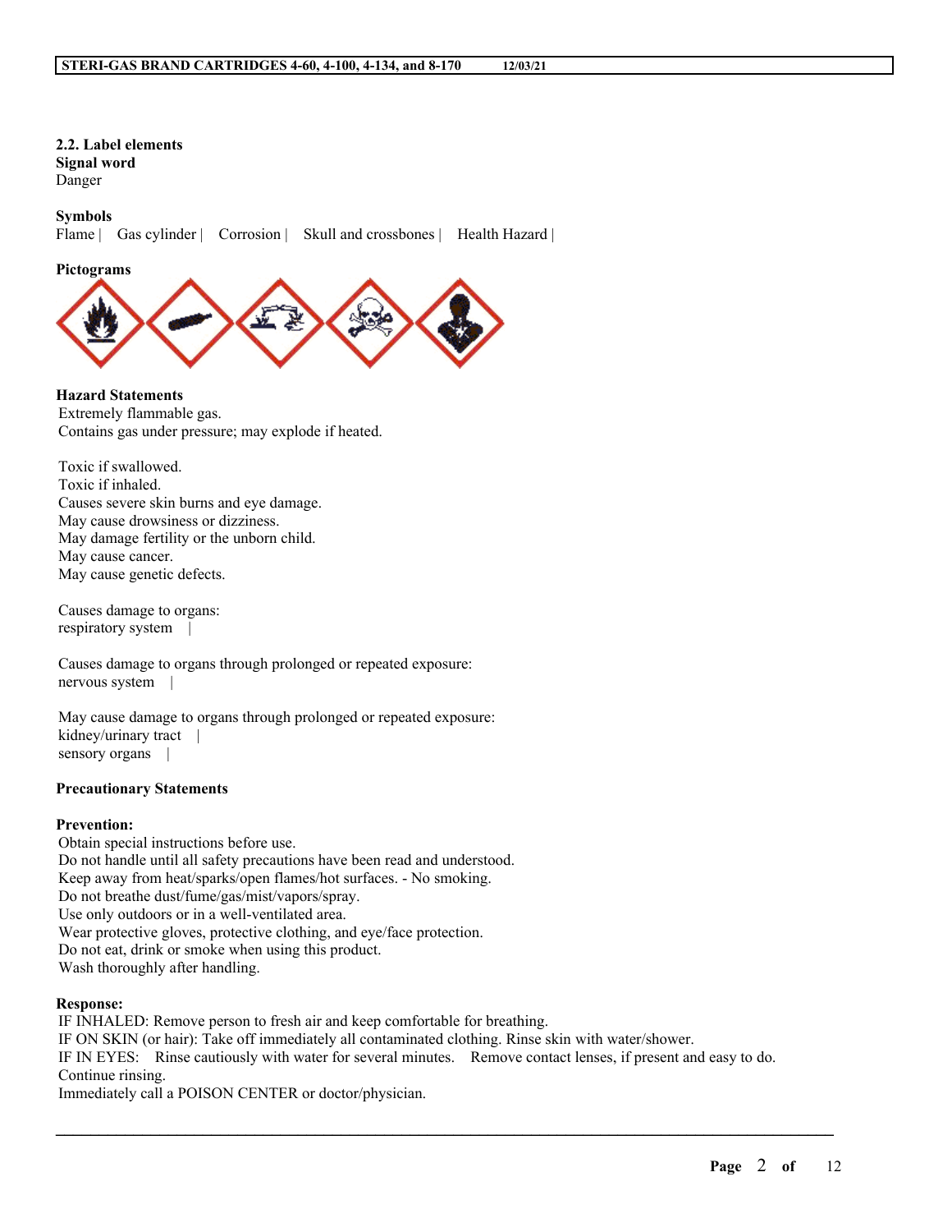### 2.2. Label elements

**Signal word**

Danger

**Symbols**

Flame | Gas cylinder | Corrosion | Skull and crossbones | Health Hazard |

**Pictograms**

**Hazard Statements**

Extremely flammable gas.
Contains gas under pressure; may explode if heated.

Toxic if swallowed.
Toxic if inhaled.
Causes severe skin burns and eye damage.
May cause drowsiness or dizziness.
May damage fertility or the unborn child.
May cause cancer.
May cause genetic defects.

Causes damage to organs:
respiratory system |

Causes damage to organs through prolonged or repeated exposure:
nervous system |

May cause damage to organs through prolonged or repeated exposure:
kidney/urinary tract |
sensory organs |

**Precautionary Statements**

**Prevention:**

Obtain special instructions before use.
Do not handle until all safety precautions have been read and understood.
Keep away from heat/sparks/open flames/hot surfaces. - No smoking.
Do not breathe dust/fume/gas/mist/vapors/spray.
Use only outdoors or in a well-ventilated area.
Wear protective gloves, protective clothing, and eye/face protection.
Do not eat, drink or smoke when using this product.
Wash thoroughly after handling.

**Response:**

IF INHALED: Remove person to fresh air and keep comfortable for breathing.
IF ON SKIN (or hair): Take off immediately all contaminated clothing. Rinse skin with water/shower.
IF IN EYES: Rinse cautiously with water for several minutes. Remove contact lenses, if present and easy to do. Continue rinsing.
Immediately call a POISON CENTER or doctor/physician.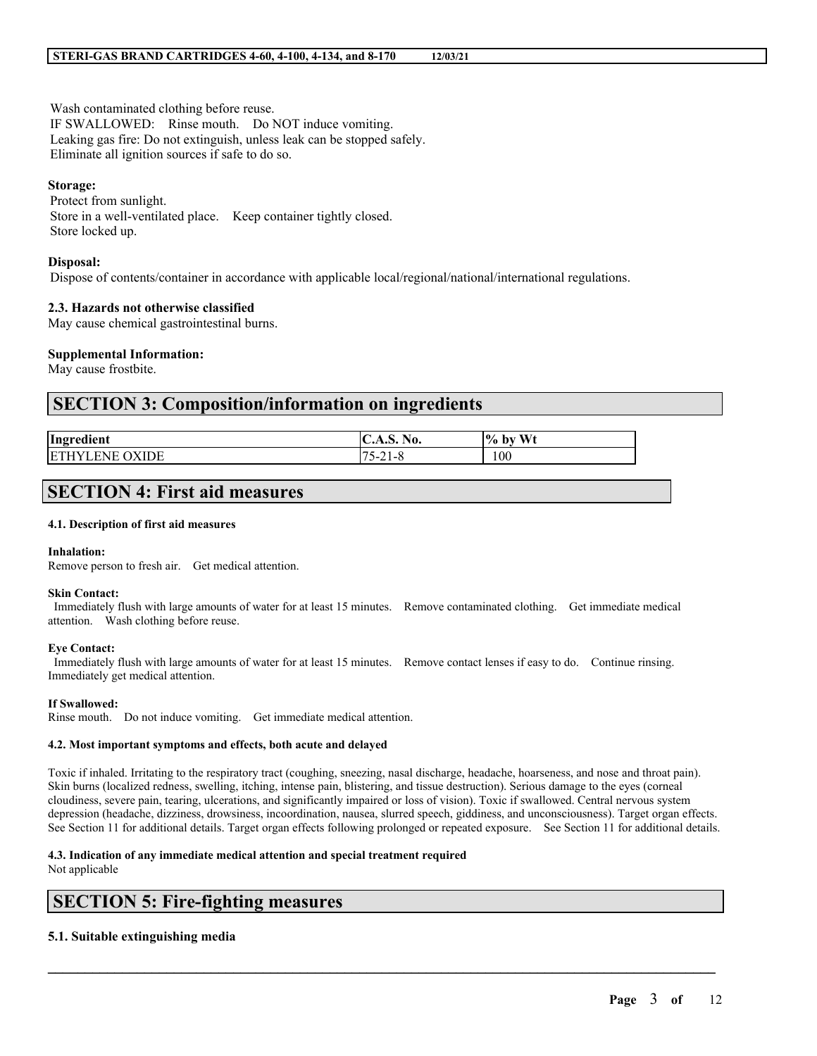Wash contaminated clothing before reuse.
IF SWALLOWED: Rinse mouth. Do NOT induce vomiting.
Leaking gas fire: Do not extinguish, unless leak can be stopped safely.
Eliminate all ignition sources if safe to do so.

**Storage:**
Protect from sunlight.
Store in a well-ventilated place. Keep container tightly closed.
Store locked up.

**Disposal:**
Dispose of contents/container in accordance with applicable local/regional/national/international regulations.

**2.3. Hazards not otherwise classified**
May cause chemical gastrointestinal burns.

**Supplemental Information:**
May cause frostbite.

## SECTION 3: Composition/information on ingredients

| Ingredient | C.A.S. No. | % by Wt |
|---|---|---|
| ETHYLENE OXIDE | 75-21-8 | 100 |

## SECTION 4: First aid measures

**4.1. Description of first aid measures**

**Inhalation:**
Remove person to fresh air. Get medical attention.

**Skin Contact:**
Immediately flush with large amounts of water for at least 15 minutes. Remove contaminated clothing. Get immediate medical attention. Wash clothing before reuse.

**Eye Contact:**
Immediately flush with large amounts of water for at least 15 minutes. Remove contact lenses if easy to do. Continue rinsing. Immediately get medical attention.

**If Swallowed:**
Rinse mouth. Do not induce vomiting. Get immediate medical attention.

**4.2. Most important symptoms and effects, both acute and delayed**

Toxic if inhaled. Irritating to the respiratory tract (coughing, sneezing, nasal discharge, headache, hoarseness, and nose and throat pain). Skin burns (localized redness, swelling, itching, intense pain, blistering, and tissue destruction). Serious damage to the eyes (corneal cloudiness, severe pain, tearing, ulcerations, and significantly impaired or loss of vision). Toxic if swallowed. Central nervous system depression (headache, dizziness, drowsiness, incoordination, nausea, slurred speech, giddiness, and unconsciousness). Target organ effects. See Section 11 for additional details. Target organ effects following prolonged or repeated exposure. See Section 11 for additional details.

**4.3. Indication of any immediate medical attention and special treatment required**
Not applicable

## SECTION 5: Fire-fighting measures

**5.1. Suitable extinguishing media**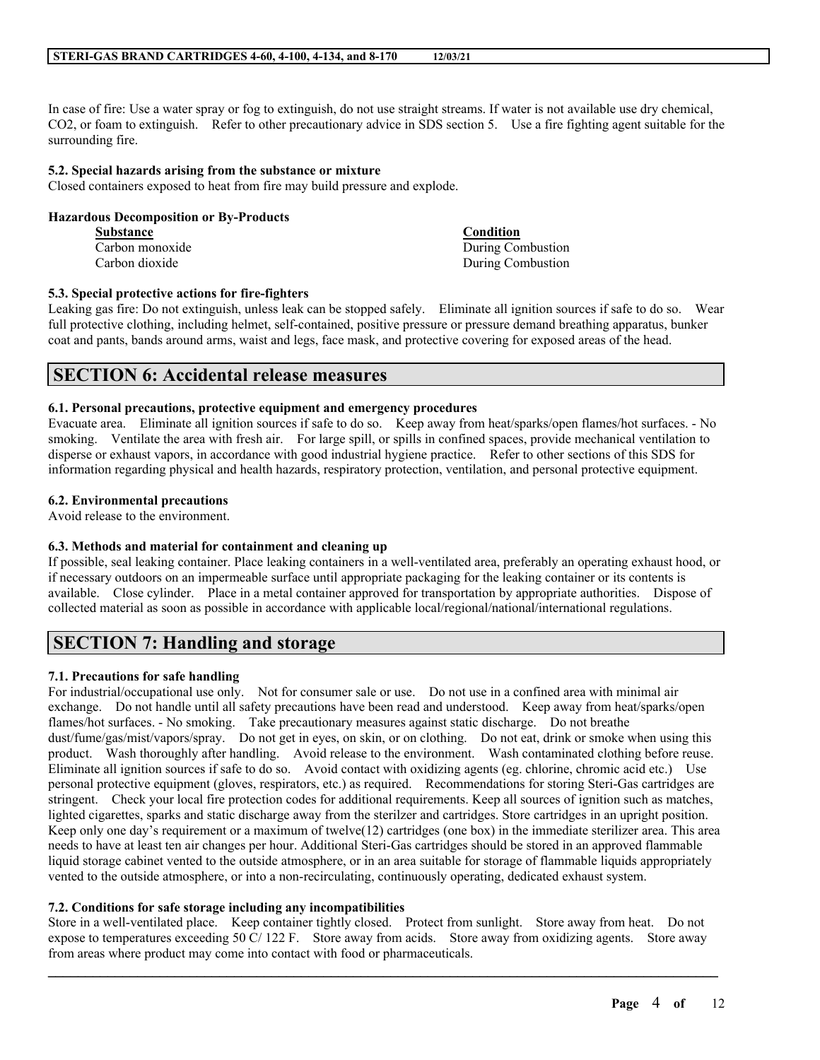In case of fire: Use a water spray or fog to extinguish, do not use straight streams. If water is not available use dry chemical, $CO_2$, or foam to extinguish. Refer to other precautionary advice in SDS section 5. Use a fire fighting agent suitable for the surrounding fire.

### 5.2. Special hazards arising from the substance or mixture

Closed containers exposed to heat from fire may build pressure and explode.

**Hazardous Decomposition or By-Products**

| Substance | Condition |
| --- | --- |
| Carbon monoxide | During Combustion |
| Carbon dioxide | During Combustion |

### 5.3. Special protective actions for fire-fighters

Leaking gas fire: Do not extinguish, unless leak can be stopped safely. Eliminate all ignition sources if safe to do so. Wear full protective clothing, including helmet, self-contained, positive pressure or pressure demand breathing apparatus, bunker coat and pants, bands around arms, waist and legs, face mask, and protective covering for exposed areas of the head.

## SECTION 6: Accidental release measures

### 6.1. Personal precautions, protective equipment and emergency procedures

Evacuate area. Eliminate all ignition sources if safe to do so. Keep away from heat/sparks/open flames/hot surfaces. - No smoking. Ventilate the area with fresh air. For large spill, or spills in confined spaces, provide mechanical ventilation to disperse or exhaust vapors, in accordance with good industrial hygiene practice. Refer to other sections of this SDS for information regarding physical and health hazards, respiratory protection, ventilation, and personal protective equipment.

### 6.2. Environmental precautions

Avoid release to the environment.

### 6.3. Methods and material for containment and cleaning up

If possible, seal leaking container. Place leaking containers in a well-ventilated area, preferably an operating exhaust hood, or if necessary outdoors on an impermeable surface until appropriate packaging for the leaking container or its contents is available. Close cylinder. Place in a metal container approved for transportation by appropriate authorities. Dispose of collected material as soon as possible in accordance with applicable local/regional/national/international regulations.

## SECTION 7: Handling and storage

### 7.1. Precautions for safe handling

For industrial/occupational use only. Not for consumer sale or use. Do not use in a confined area with minimal air exchange. Do not handle until all safety precautions have been read and understood. Keep away from heat/sparks/open flames/hot surfaces. - No smoking. Take precautionary measures against static discharge. Do not breathe dust/fume/gas/mist/vapors/spray. Do not get in eyes, on skin, or on clothing. Do not eat, drink or smoke when using this product. Wash thoroughly after handling. Avoid release to the environment. Wash contaminated clothing before reuse. Eliminate all ignition sources if safe to do so. Avoid contact with oxidizing agents (eg. chlorine, chromic acid etc.) Use personal protective equipment (gloves, respirators, etc.) as required. Recommendations for storing Steri-Gas cartridges are stringent. Check your local fire protection codes for additional requirements. Keep all sources of ignition such as matches, lighted cigarettes, sparks and static discharge away from the sterilzer and cartridges. Store cartridges in an upright position. Keep only one day's requirement or a maximum of twelve(12) cartridges (one box) in the immediate sterilizer area. This area needs to have at least ten air changes per hour. Additional Steri-Gas cartridges should be stored in an approved flammable liquid storage cabinet vented to the outside atmosphere, or in an area suitable for storage of flammable liquids appropriately vented to the outside atmosphere, or into a non-recirculating, continuously operating, dedicated exhaust system.

### 7.2. Conditions for safe storage including any incompatibilities

Store in a well-ventilated place. Keep container tightly closed. Protect from sunlight. Store away from heat. Do not expose to temperatures exceeding 50 C/ 122 F. Store away from acids. Store away from oxidizing agents. Store away from areas where product may come into contact with food or pharmaceuticals.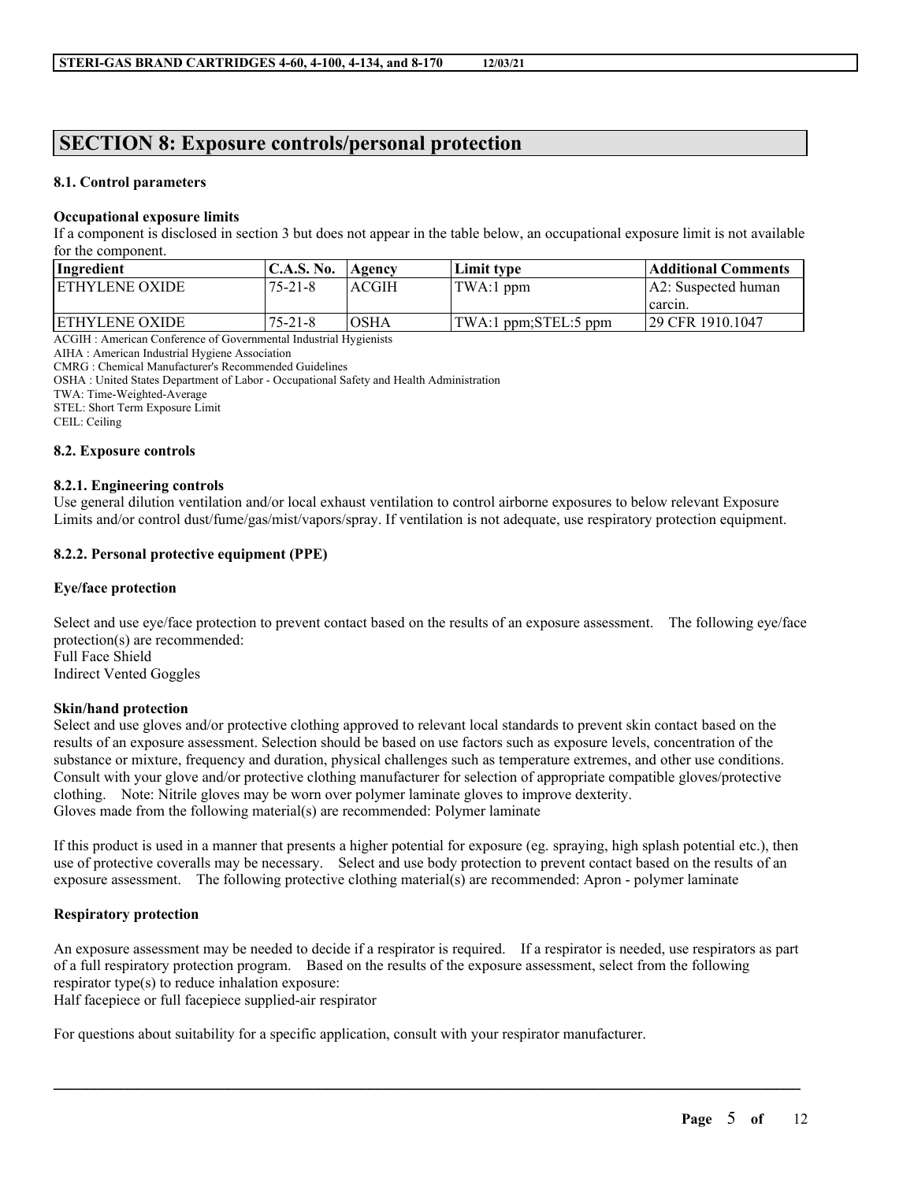## SECTION 8: Exposure controls/personal protection

### 8.1. Control parameters

**Occupational exposure limits**

If a component is disclosed in section 3 but does not appear in the table below, an occupational exposure limit is not available for the component.

| Ingredient | C.A.S. No. | Agency | Limit type | Additional Comments |
|---|---|---|---|---|
| ETHYLENE OXIDE | 75-21-8 | ACGIH | TWA:1 ppm | A2: Suspected human carcin. |
| ETHYLENE OXIDE | 75-21-8 | OSHA | TWA:1 ppm;STEL:5 ppm | 29 CFR 1910.1047 |

ACGIH : American Conference of Governmental Industrial Hygienists
AIHA : American Industrial Hygiene Association
CMRG : Chemical Manufacturer's Recommended Guidelines
OSHA : United States Department of Labor - Occupational Safety and Health Administration
TWA: Time-Weighted-Average
STEL: Short Term Exposure Limit
CEIL: Ceiling

### 8.2. Exposure controls

#### 8.2.1. Engineering controls

Use general dilution ventilation and/or local exhaust ventilation to control airborne exposures to below relevant Exposure Limits and/or control dust/fume/gas/mist/vapors/spray. If ventilation is not adequate, use respiratory protection equipment.

#### 8.2.2. Personal protective equipment (PPE)

**Eye/face protection**

Select and use eye/face protection to prevent contact based on the results of an exposure assessment. The following eye/face protection(s) are recommended:
Full Face Shield
Indirect Vented Goggles

**Skin/hand protection**

Select and use gloves and/or protective clothing approved to relevant local standards to prevent skin contact based on the results of an exposure assessment. Selection should be based on use factors such as exposure levels, concentration of the substance or mixture, frequency and duration, physical challenges such as temperature extremes, and other use conditions. Consult with your glove and/or protective clothing manufacturer for selection of appropriate compatible gloves/protective clothing. Note: Nitrile gloves may be worn over polymer laminate gloves to improve dexterity.
Gloves made from the following material(s) are recommended: Polymer laminate

If this product is used in a manner that presents a higher potential for exposure (eg. spraying, high splash potential etc.), then use of protective coveralls may be necessary. Select and use body protection to prevent contact based on the results of an exposure assessment. The following protective clothing material(s) are recommended: Apron - polymer laminate

**Respiratory protection**

An exposure assessment may be needed to decide if a respirator is required. If a respirator is needed, use respirators as part of a full respiratory protection program. Based on the results of the exposure assessment, select from the following respirator type(s) to reduce inhalation exposure:
Half facepiece or full facepiece supplied-air respirator

For questions about suitability for a specific application, consult with your respirator manufacturer.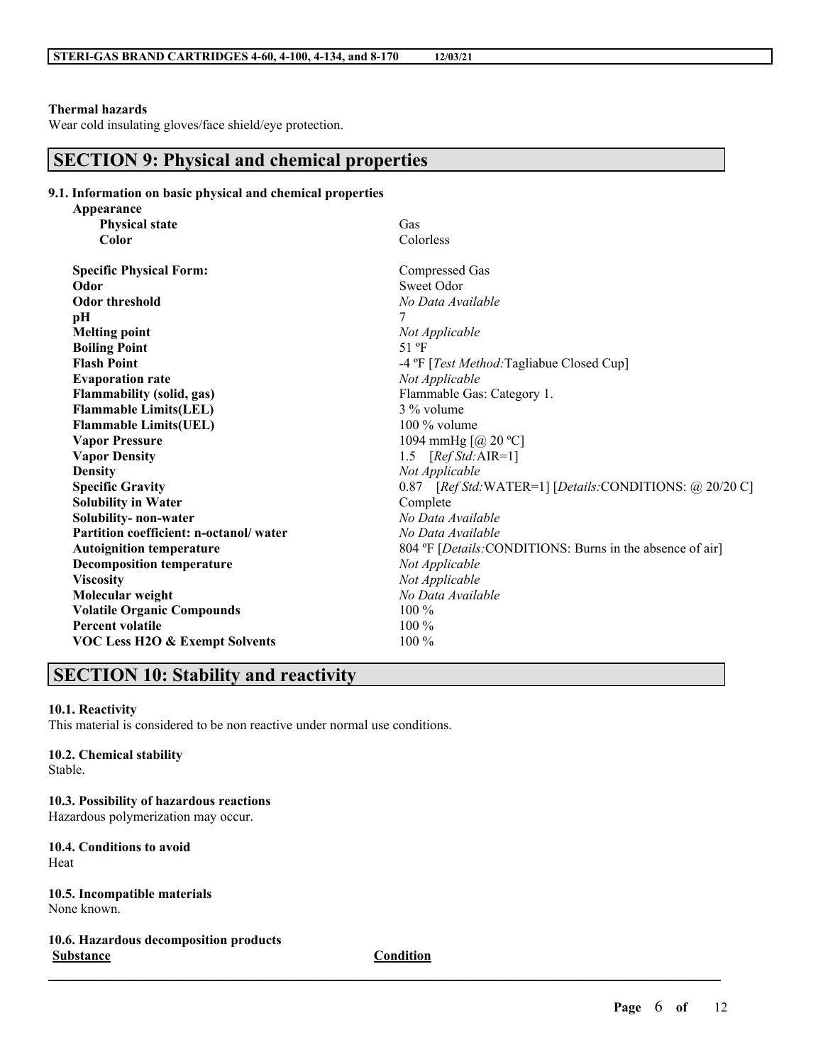**Thermal hazards**

Wear cold insulating gloves/face shield/eye protection.

## SECTION 9: Physical and chemical properties

### 9.1. Information on basic physical and chemical properties

| Property | Value |
|---|---|
| **Appearance** | |
| **Physical state** | Gas |
| **Color** | Colorless |
| **Specific Physical Form:** | Compressed Gas |
| **Odor** | Sweet Odor |
| **Odor threshold** | *No Data Available* |
| **pH** | 7 |
| **Melting point** | *Not Applicable* |
| **Boiling Point** | 51 ºF |
| **Flash Point** | -4 ºF [*Test Method:*Tagliabue Closed Cup] |
| **Evaporation rate** | *Not Applicable* |
| **Flammability (solid, gas)** | Flammable Gas: Category 1. |
| **Flammable Limits(LEL)** | 3 % volume |
| **Flammable Limits(UEL)** | 100 % volume |
| **Vapor Pressure** | 1094 mmHg [@ 20 ºC] |
| **Vapor Density** | 1.5 [*Ref Std:*AIR=1] |
| **Density** | *Not Applicable* |
| **Specific Gravity** | 0.87 [*Ref Std:*WATER=1] [*Details:*CONDITIONS: @ 20/20 C] |
| **Solubility in Water** | Complete |
| **Solubility- non-water** | *No Data Available* |
| **Partition coefficient: n-octanol/ water** | *No Data Available* |
| **Autoignition temperature** | 804 ºF [*Details:*CONDITIONS: Burns in the absence of air] |
| **Decomposition temperature** | *Not Applicable* |
| **Viscosity** | *Not Applicable* |
| **Molecular weight** | *No Data Available* |
| **Volatile Organic Compounds** | 100 % |
| **Percent volatile** | 100 % |
| **VOC Less H2O & Exempt Solvents** | 100 % |

## SECTION 10: Stability and reactivity

**10.1. Reactivity**

This material is considered to be non reactive under normal use conditions.

**10.2. Chemical stability**

Stable.

**10.3. Possibility of hazardous reactions**

Hazardous polymerization may occur.

**10.4. Conditions to avoid**

Heat

**10.5. Incompatible materials**

None known.

**10.6. Hazardous decomposition products**

| Substance | Condition |
|---|---|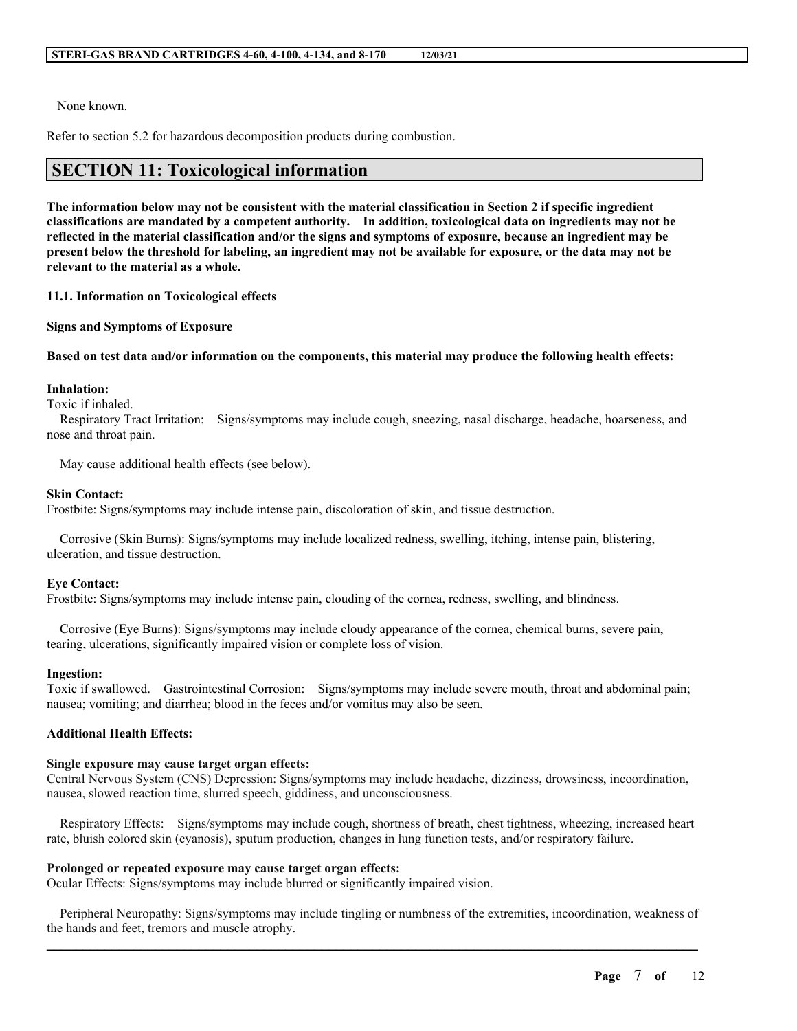None known.

Refer to section 5.2 for hazardous decomposition products during combustion.

## SECTION 11: Toxicological information

**The information below may not be consistent with the material classification in Section 2 if specific ingredient classifications are mandated by a competent authority. In addition, toxicological data on ingredients may not be reflected in the material classification and/or the signs and symptoms of exposure, because an ingredient may be present below the threshold for labeling, an ingredient may not be available for exposure, or the data may not be relevant to the material as a whole.**

**11.1. Information on Toxicological effects**

**Signs and Symptoms of Exposure**

**Based on test data and/or information on the components, this material may produce the following health effects:**

**Inhalation:**
Toxic if inhaled.
Respiratory Tract Irritation: Signs/symptoms may include cough, sneezing, nasal discharge, headache, hoarseness, and nose and throat pain.

May cause additional health effects (see below).

**Skin Contact:**
Frostbite: Signs/symptoms may include intense pain, discoloration of skin, and tissue destruction.

Corrosive (Skin Burns): Signs/symptoms may include localized redness, swelling, itching, intense pain, blistering, ulceration, and tissue destruction.

**Eye Contact:**
Frostbite: Signs/symptoms may include intense pain, clouding of the cornea, redness, swelling, and blindness.

Corrosive (Eye Burns): Signs/symptoms may include cloudy appearance of the cornea, chemical burns, severe pain, tearing, ulcerations, significantly impaired vision or complete loss of vision.

**Ingestion:**
Toxic if swallowed. Gastrointestinal Corrosion: Signs/symptoms may include severe mouth, throat and abdominal pain; nausea; vomiting; and diarrhea; blood in the feces and/or vomitus may also be seen.

**Additional Health Effects:**

**Single exposure may cause target organ effects:**
Central Nervous System (CNS) Depression: Signs/symptoms may include headache, dizziness, drowsiness, incoordination, nausea, slowed reaction time, slurred speech, giddiness, and unconsciousness.

Respiratory Effects: Signs/symptoms may include cough, shortness of breath, chest tightness, wheezing, increased heart rate, bluish colored skin (cyanosis), sputum production, changes in lung function tests, and/or respiratory failure.

**Prolonged or repeated exposure may cause target organ effects:**
Ocular Effects: Signs/symptoms may include blurred or significantly impaired vision.

Peripheral Neuropathy: Signs/symptoms may include tingling or numbness of the extremities, incoordination, weakness of the hands and feet, tremors and muscle atrophy.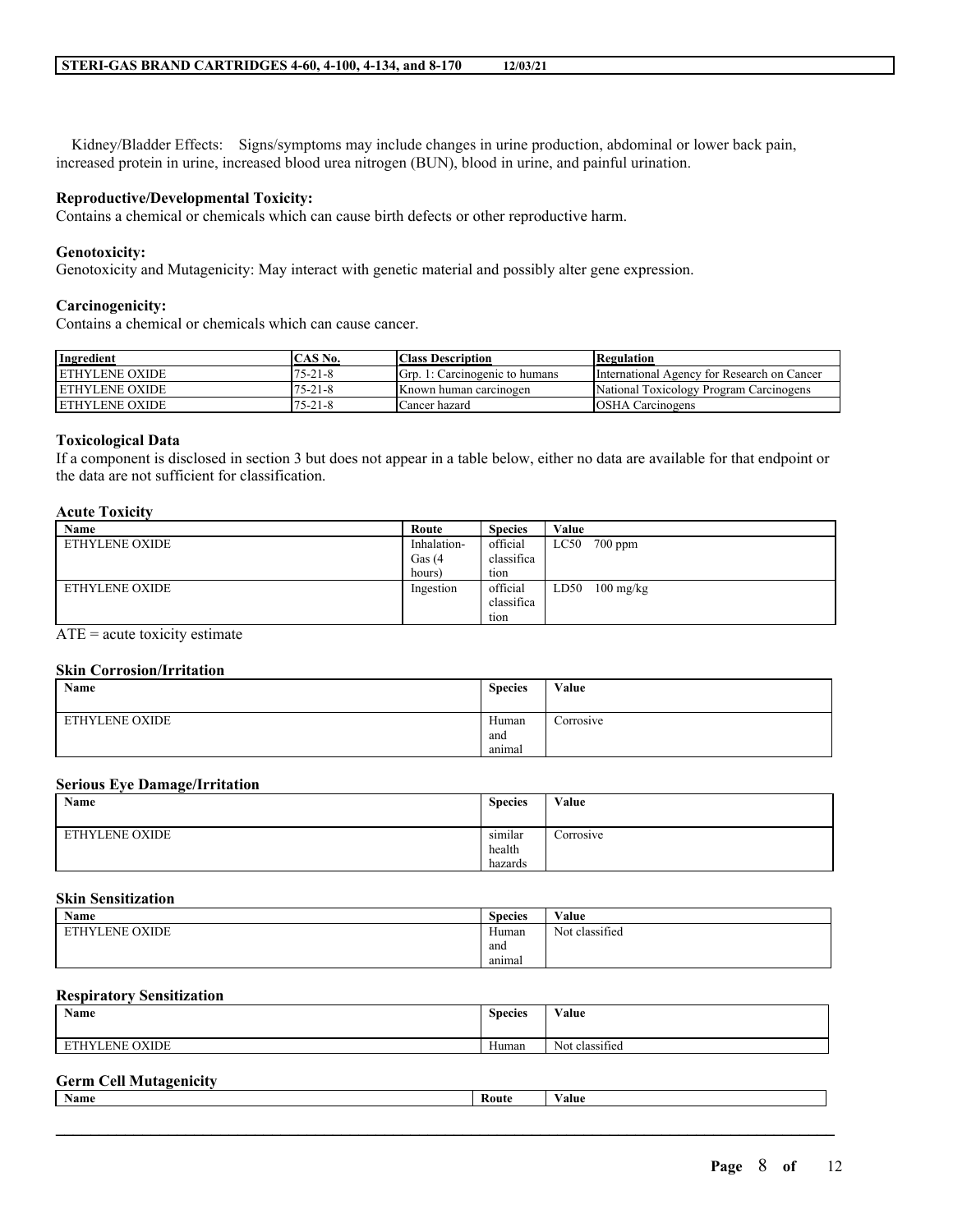Kidney/Bladder Effects: Signs/symptoms may include changes in urine production, abdominal or lower back pain, increased protein in urine, increased blood urea nitrogen (BUN), blood in urine, and painful urination.

**Reproductive/Developmental Toxicity:**
Contains a chemical or chemicals which can cause birth defects or other reproductive harm.

**Genotoxicity:**
Genotoxicity and Mutagenicity: May interact with genetic material and possibly alter gene expression.

**Carcinogenicity:**
Contains a chemical or chemicals which can cause cancer.

| Ingredient | CAS No. | Class Description | Regulation |
| --- | --- | --- | --- |
| ETHYLENE OXIDE | 75-21-8 | Grp. 1: Carcinogenic to humans | International Agency for Research on Cancer |
| ETHYLENE OXIDE | 75-21-8 | Known human carcinogen | National Toxicology Program Carcinogens |
| ETHYLENE OXIDE | 75-21-8 | Cancer hazard | OSHA Carcinogens |

**Toxicological Data**
If a component is disclosed in section 3 but does not appear in a table below, either no data are available for that endpoint or the data are not sufficient for classification.

**Acute Toxicity**

| Name | Route | Species | Value |
| --- | --- | --- | --- |
| ETHYLENE OXIDE | Inhalation-Gas (4 hours) | official classification | LC50 700 ppm |
| ETHYLENE OXIDE | Ingestion | official classification | LD50 100 mg/kg |

ATE = acute toxicity estimate

**Skin Corrosion/Irritation**

| Name | Species | Value |
| --- | --- | --- |
| ETHYLENE OXIDE | Human and animal | Corrosive |

**Serious Eye Damage/Irritation**

| Name | Species | Value |
| --- | --- | --- |
| ETHYLENE OXIDE | similar health hazards | Corrosive |

**Skin Sensitization**

| Name | Species | Value |
| --- | --- | --- |
| ETHYLENE OXIDE | Human and animal | Not classified |

**Respiratory Sensitization**

| Name | Species | Value |
| --- | --- | --- |
| ETHYLENE OXIDE | Human | Not classified |

**Germ Cell Mutagenicity**

| Name | Route | Value |
| --- | --- | --- |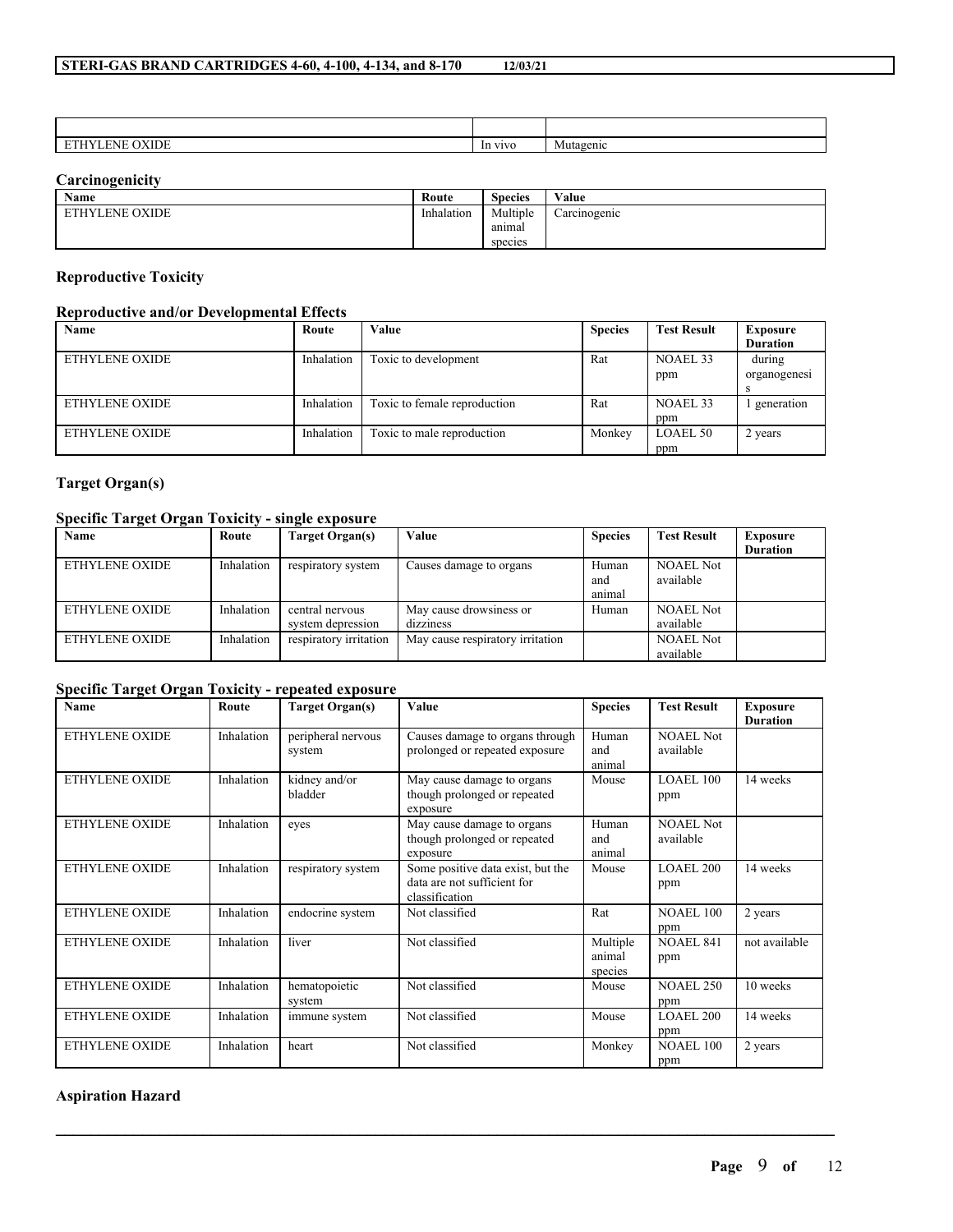| | | |
|---|---|---|
| ETHYLENE OXIDE | In vivo | Mutagenic |

**Carcinogenicity**

| Name | Route | Species | Value |
|---|---|---|---|
| ETHYLENE OXIDE | Inhalation | Multiple animal species | Carcinogenic |

**Reproductive Toxicity**

**Reproductive and/or Developmental Effects**

| Name | Route | Value | Species | Test Result | Exposure Duration |
|---|---|---|---|---|---|
| ETHYLENE OXIDE | Inhalation | Toxic to development | Rat | NOAEL 33 ppm | during organogenesis |
| ETHYLENE OXIDE | Inhalation | Toxic to female reproduction | Rat | NOAEL 33 ppm | 1 generation |
| ETHYLENE OXIDE | Inhalation | Toxic to male reproduction | Monkey | LOAEL 50 ppm | 2 years |

**Target Organ(s)**

**Specific Target Organ Toxicity - single exposure**

| Name | Route | Target Organ(s) | Value | Species | Test Result | Exposure Duration |
|---|---|---|---|---|---|---|
| ETHYLENE OXIDE | Inhalation | respiratory system | Causes damage to organs | Human and animal | NOAEL Not available | |
| ETHYLENE OXIDE | Inhalation | central nervous system depression | May cause drowsiness or dizziness | Human | NOAEL Not available | |
| ETHYLENE OXIDE | Inhalation | respiratory irritation | May cause respiratory irritation | | NOAEL Not available | |

**Specific Target Organ Toxicity - repeated exposure**

| Name | Route | Target Organ(s) | Value | Species | Test Result | Exposure Duration |
|---|---|---|---|---|---|---|
| ETHYLENE OXIDE | Inhalation | peripheral nervous system | Causes damage to organs through prolonged or repeated exposure | Human and animal | NOAEL Not available | |
| ETHYLENE OXIDE | Inhalation | kidney and/or bladder | May cause damage to organs though prolonged or repeated exposure | Mouse | LOAEL 100 ppm | 14 weeks |
| ETHYLENE OXIDE | Inhalation | eyes | May cause damage to organs though prolonged or repeated exposure | Human and animal | NOAEL Not available | |
| ETHYLENE OXIDE | Inhalation | respiratory system | Some positive data exist, but the data are not sufficient for classification | Mouse | LOAEL 200 ppm | 14 weeks |
| ETHYLENE OXIDE | Inhalation | endocrine system | Not classified | Rat | NOAEL 100 ppm | 2 years |
| ETHYLENE OXIDE | Inhalation | liver | Not classified | Multiple animal species | NOAEL 841 ppm | not available |
| ETHYLENE OXIDE | Inhalation | hematopoietic system | Not classified | Mouse | NOAEL 250 ppm | 10 weeks |
| ETHYLENE OXIDE | Inhalation | immune system | Not classified | Mouse | LOAEL 200 ppm | 14 weeks |
| ETHYLENE OXIDE | Inhalation | heart | Not classified | Monkey | NOAEL 100 ppm | 2 years |

**Aspiration Hazard**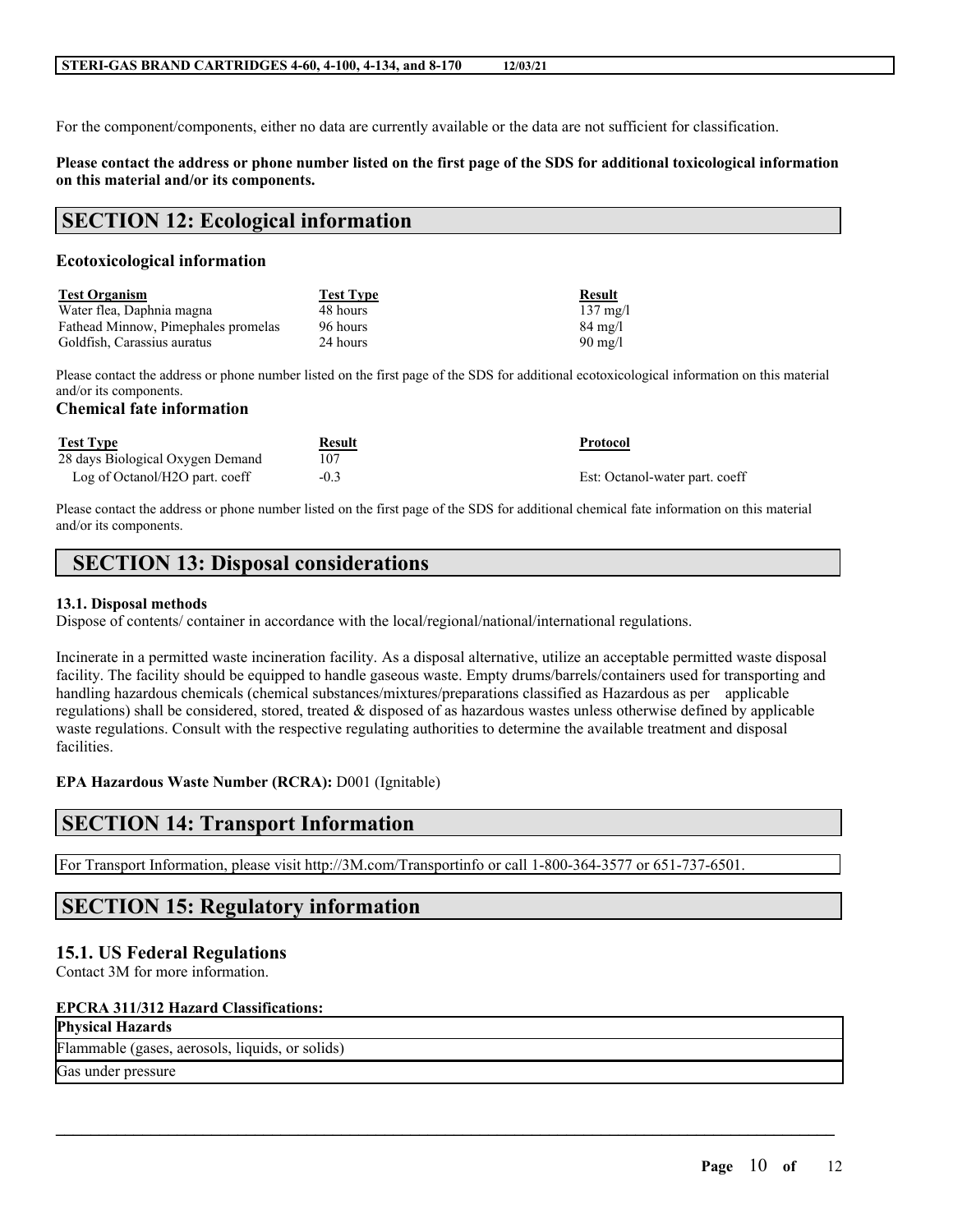For the component/components, either no data are currently available or the data are not sufficient for classification.

**Please contact the address or phone number listed on the first page of the SDS for additional toxicological information on this material and/or its components.**

# SECTION 12: Ecological information

### Ecotoxicological information

| Test Organism | Test Type | Result |
|---|---|---|
| Water flea, Daphnia magna | 48 hours | 137 mg/l |
| Fathead Minnow, Pimephales promelas | 96 hours | 84 mg/l |
| Goldfish, Carassius auratus | 24 hours | 90 mg/l |

Please contact the address or phone number listed on the first page of the SDS for additional ecotoxicological information on this material and/or its components.

### Chemical fate information

| Test Type | Result | Protocol |
|---|---|---|
| 28 days Biological Oxygen Demand | 107 | |
| Log of Octanol/H2O part. coeff | -0.3 | Est: Octanol-water part. coeff |

Please contact the address or phone number listed on the first page of the SDS for additional chemical fate information on this material and/or its components.

# SECTION 13: Disposal considerations

**13.1. Disposal methods**

Dispose of contents/ container in accordance with the local/regional/national/international regulations.

Incinerate in a permitted waste incineration facility. As a disposal alternative, utilize an acceptable permitted waste disposal facility. The facility should be equipped to handle gaseous waste. Empty drums/barrels/containers used for transporting and handling hazardous chemicals (chemical substances/mixtures/preparations classified as Hazardous as per applicable regulations) shall be considered, stored, treated & disposed of as hazardous wastes unless otherwise defined by applicable waste regulations. Consult with the respective regulating authorities to determine the available treatment and disposal facilities.

**EPA Hazardous Waste Number (RCRA):** D001 (Ignitable)

# SECTION 14: Transport Information

For Transport Information, please visit http://3M.com/Transportinfo or call 1-800-364-3577 or 651-737-6501.

# SECTION 15: Regulatory information

## 15.1. US Federal Regulations

Contact 3M for more information.

**EPCRA 311/312 Hazard Classifications:**

| Physical Hazards |
|---|
| Flammable (gases, aerosols, liquids, or solids) |
| Gas under pressure |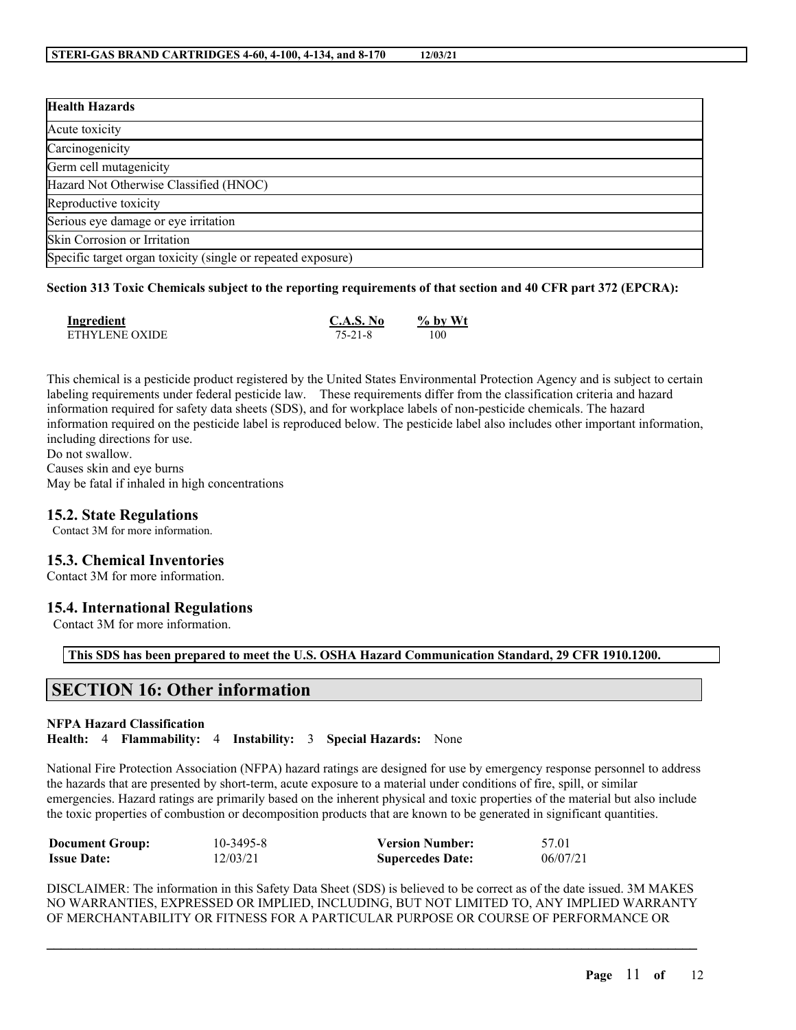| Health Hazards |
| --- |
| Acute toxicity |
| Carcinogenicity |
| Germ cell mutagenicity |
| Hazard Not Otherwise Classified (HNOC) |
| Reproductive toxicity |
| Serious eye damage or eye irritation |
| Skin Corrosion or Irritation |
| Specific target organ toxicity (single or repeated exposure) |

**Section 313 Toxic Chemicals subject to the reporting requirements of that section and 40 CFR part 372 (EPCRA):**

| Ingredient | C.A.S. No | % by Wt |
| --- | --- | --- |
| ETHYLENE OXIDE | 75-21-8 | 100 |

This chemical is a pesticide product registered by the United States Environmental Protection Agency and is subject to certain labeling requirements under federal pesticide law. These requirements differ from the classification criteria and hazard information required for safety data sheets (SDS), and for workplace labels of non-pesticide chemicals. The hazard information required on the pesticide label is reproduced below. The pesticide label also includes other important information, including directions for use.
Do not swallow.
Causes skin and eye burns
May be fatal if inhaled in high concentrations

## 15.2. State Regulations

Contact 3M for more information.

## 15.3. Chemical Inventories

Contact 3M for more information.

## 15.4. International Regulations

Contact 3M for more information.

**This SDS has been prepared to meet the U.S. OSHA Hazard Communication Standard, 29 CFR 1910.1200.**

# SECTION 16: Other information

**NFPA Hazard Classification**
**Health:** 4 **Flammability:** 4 **Instability:** 3 **Special Hazards:** None

National Fire Protection Association (NFPA) hazard ratings are designed for use by emergency response personnel to address the hazards that are presented by short-term, acute exposure to a material under conditions of fire, spill, or similar emergencies. Hazard ratings are primarily based on the inherent physical and toxic properties of the material but also include the toxic properties of combustion or decomposition products that are known to be generated in significant quantities.

| **Document Group:** | 10-3495-8 | **Version Number:** | 57.01 |
| --- | --- | --- | --- |
| **Issue Date:** | 12/03/21 | **Supercedes Date:** | 06/07/21 |

DISCLAIMER: The information in this Safety Data Sheet (SDS) is believed to be correct as of the date issued. 3M MAKES NO WARRANTIES, EXPRESSED OR IMPLIED, INCLUDING, BUT NOT LIMITED TO, ANY IMPLIED WARRANTY OF MERCHANTABILITY OR FITNESS FOR A PARTICULAR PURPOSE OR COURSE OF PERFORMANCE OR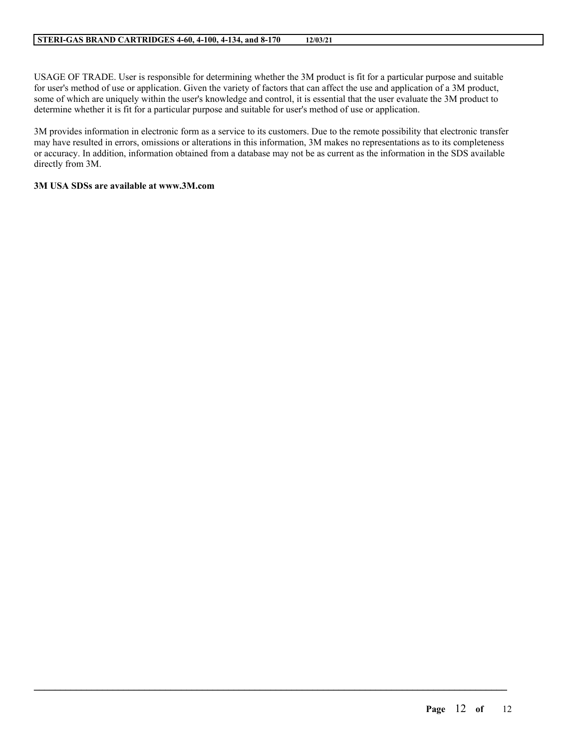USAGE OF TRADE. User is responsible for determining whether the 3M product is fit for a particular purpose and suitable for user's method of use or application. Given the variety of factors that can affect the use and application of a 3M product, some of which are uniquely within the user's knowledge and control, it is essential that the user evaluate the 3M product to determine whether it is fit for a particular purpose and suitable for user's method of use or application.

3M provides information in electronic form as a service to its customers. Due to the remote possibility that electronic transfer may have resulted in errors, omissions or alterations in this information, 3M makes no representations as to its completeness or accuracy. In addition, information obtained from a database may not be as current as the information in the SDS available directly from 3M.

**3M USA SDSs are available at www.3M.com**